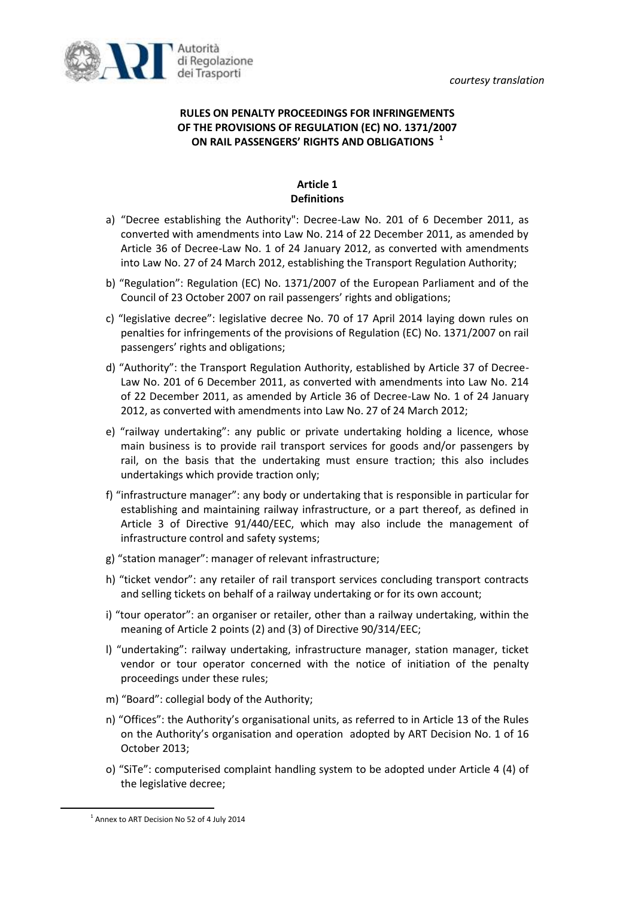*courtesy translation*

**RULES ON PENALTY PROCEEDINGS FOR INFRINGEMENTS OF THE PROVISIONS OF REGULATION (EC) NO. 1371/2007 ON RAIL PASSENGERS' RIGHTS AND OBLIGATIONS [1]**

**Article 1**
**Definitions**

a) "Decree establishing the Authority": Decree-Law No. 201 of 6 December 2011, as converted with amendments into Law No. 214 of 22 December 2011, as amended by Article 36 of Decree-Law No. 1 of 24 January 2012, as converted with amendments into Law No. 27 of 24 March 2012, establishing the Transport Regulation Authority;

b) "Regulation": Regulation (EC) No. 1371/2007 of the European Parliament and of the Council of 23 October 2007 on rail passengers' rights and obligations;

c) "legislative decree": legislative decree No. 70 of 17 April 2014 laying down rules on penalties for infringements of the provisions of Regulation (EC) No. 1371/2007 on rail passengers' rights and obligations;

d) "Authority": the Transport Regulation Authority, established by Article 37 of Decree-Law No. 201 of 6 December 2011, as converted with amendments into Law No. 214 of 22 December 2011, as amended by Article 36 of Decree-Law No. 1 of 24 January 2012, as converted with amendments into Law No. 27 of 24 March 2012;

e) "railway undertaking": any public or private undertaking holding a licence, whose main business is to provide rail transport services for goods and/or passengers by rail, on the basis that the undertaking must ensure traction; this also includes undertakings which provide traction only;

f) "infrastructure manager": any body or undertaking that is responsible in particular for establishing and maintaining railway infrastructure, or a part thereof, as defined in Article 3 of Directive 91/440/EEC, which may also include the management of infrastructure control and safety systems;

g) "station manager": manager of relevant infrastructure;

h) "ticket vendor": any retailer of rail transport services concluding transport contracts and selling tickets on behalf of a railway undertaking or for its own account;

i) "tour operator": an organiser or retailer, other than a railway undertaking, within the meaning of Article 2 points (2) and (3) of Directive 90/314/EEC;

l) "undertaking": railway undertaking, infrastructure manager, station manager, ticket vendor or tour operator concerned with the notice of initiation of the penalty proceedings under these rules;

m) "Board": collegial body of the Authority;

n) "Offices": the Authority's organisational units, as referred to in Article 13 of the Rules on the Authority's organisation and operation adopted by ART Decision No. 1 of 16 October 2013;

o) "SiTe": computerised complaint handling system to be adopted under Article 4 (4) of the legislative decree;

[1] Annex to ART Decision No 52 of 4 July 2014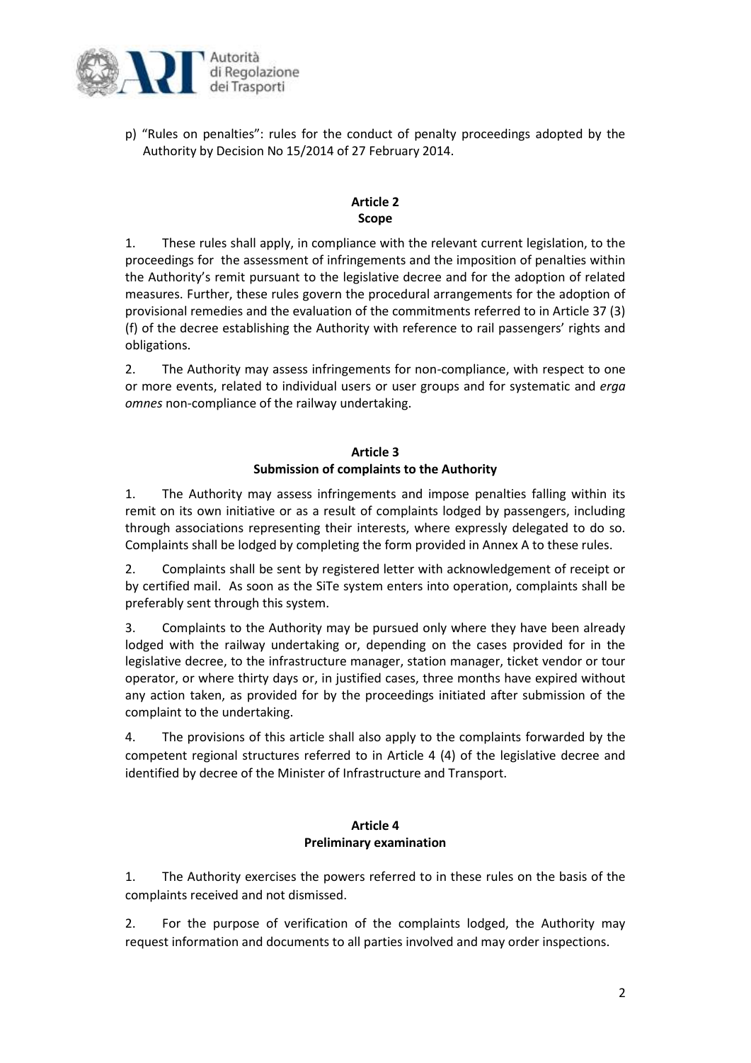p) "Rules on penalties": rules for the conduct of penalty proceedings adopted by the Authority by Decision No 15/2014 of 27 February 2014.

## Article 2
**Scope**

1. These rules shall apply, in compliance with the relevant current legislation, to the proceedings for the assessment of infringements and the imposition of penalties within the Authority's remit pursuant to the legislative decree and for the adoption of related measures. Further, these rules govern the procedural arrangements for the adoption of provisional remedies and the evaluation of the commitments referred to in Article 37 (3) (f) of the decree establishing the Authority with reference to rail passengers' rights and obligations.

2. The Authority may assess infringements for non-compliance, with respect to one or more events, related to individual users or user groups and for systematic and *erga omnes* non-compliance of the railway undertaking.

## Article 3
**Submission of complaints to the Authority**

1. The Authority may assess infringements and impose penalties falling within its remit on its own initiative or as a result of complaints lodged by passengers, including through associations representing their interests, where expressly delegated to do so. Complaints shall be lodged by completing the form provided in Annex A to these rules.

2. Complaints shall be sent by registered letter with acknowledgement of receipt or by certified mail. As soon as the SiTe system enters into operation, complaints shall be preferably sent through this system.

3. Complaints to the Authority may be pursued only where they have been already lodged with the railway undertaking or, depending on the cases provided for in the legislative decree, to the infrastructure manager, station manager, ticket vendor or tour operator, or where thirty days or, in justified cases, three months have expired without any action taken, as provided for by the proceedings initiated after submission of the complaint to the undertaking.

4. The provisions of this article shall also apply to the complaints forwarded by the competent regional structures referred to in Article 4 (4) of the legislative decree and identified by decree of the Minister of Infrastructure and Transport.

## Article 4
**Preliminary examination**

1. The Authority exercises the powers referred to in these rules on the basis of the complaints received and not dismissed.

2. For the purpose of verification of the complaints lodged, the Authority may request information and documents to all parties involved and may order inspections.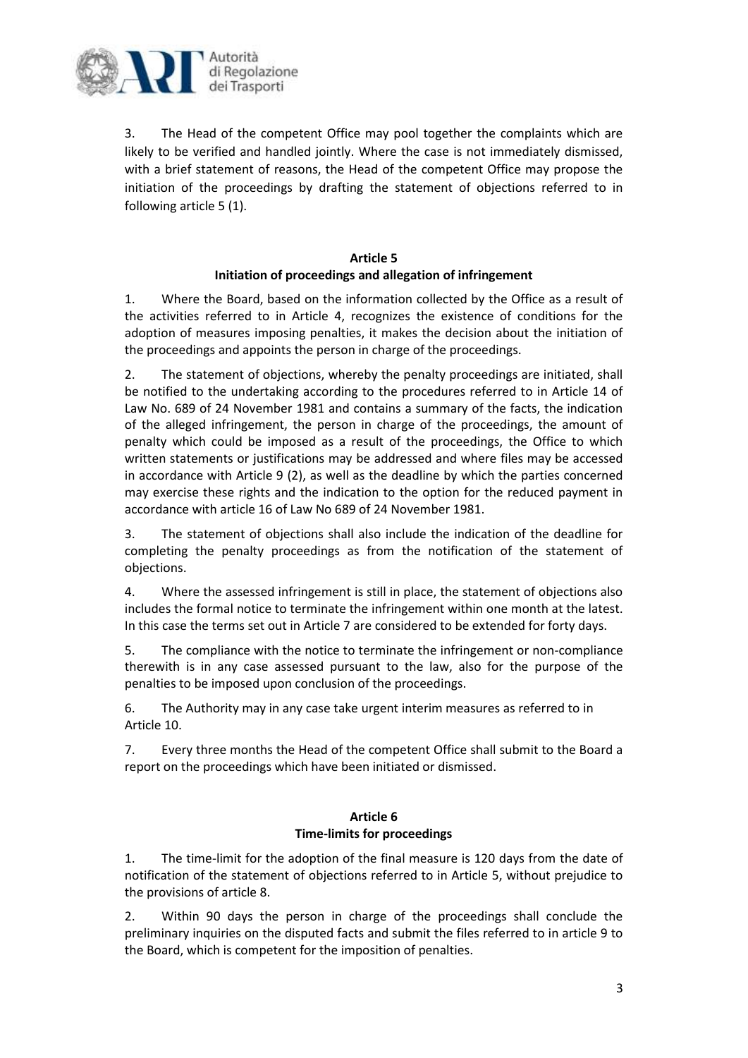3. The Head of the competent Office may pool together the complaints which are likely to be verified and handled jointly. Where the case is not immediately dismissed, with a brief statement of reasons, the Head of the competent Office may propose the initiation of the proceedings by drafting the statement of objections referred to in following article 5 (1).

### Article 5
### Initiation of proceedings and allegation of infringement

1. Where the Board, based on the information collected by the Office as a result of the activities referred to in Article 4, recognizes the existence of conditions for the adoption of measures imposing penalties, it makes the decision about the initiation of the proceedings and appoints the person in charge of the proceedings.

2. The statement of objections, whereby the penalty proceedings are initiated, shall be notified to the undertaking according to the procedures referred to in Article 14 of Law No. 689 of 24 November 1981 and contains a summary of the facts, the indication of the alleged infringement, the person in charge of the proceedings, the amount of penalty which could be imposed as a result of the proceedings, the Office to which written statements or justifications may be addressed and where files may be accessed in accordance with Article 9 (2), as well as the deadline by which the parties concerned may exercise these rights and the indication to the option for the reduced payment in accordance with article 16 of Law No 689 of 24 November 1981.

3. The statement of objections shall also include the indication of the deadline for completing the penalty proceedings as from the notification of the statement of objections.

4. Where the assessed infringement is still in place, the statement of objections also includes the formal notice to terminate the infringement within one month at the latest. In this case the terms set out in Article 7 are considered to be extended for forty days.

5. The compliance with the notice to terminate the infringement or non-compliance therewith is in any case assessed pursuant to the law, also for the purpose of the penalties to be imposed upon conclusion of the proceedings.

6. The Authority may in any case take urgent interim measures as referred to in Article 10.

7. Every three months the Head of the competent Office shall submit to the Board a report on the proceedings which have been initiated or dismissed.

### Article 6
### Time-limits for proceedings

1. The time-limit for the adoption of the final measure is 120 days from the date of notification of the statement of objections referred to in Article 5, without prejudice to the provisions of article 8.

2. Within 90 days the person in charge of the proceedings shall conclude the preliminary inquiries on the disputed facts and submit the files referred to in article 9 to the Board, which is competent for the imposition of penalties.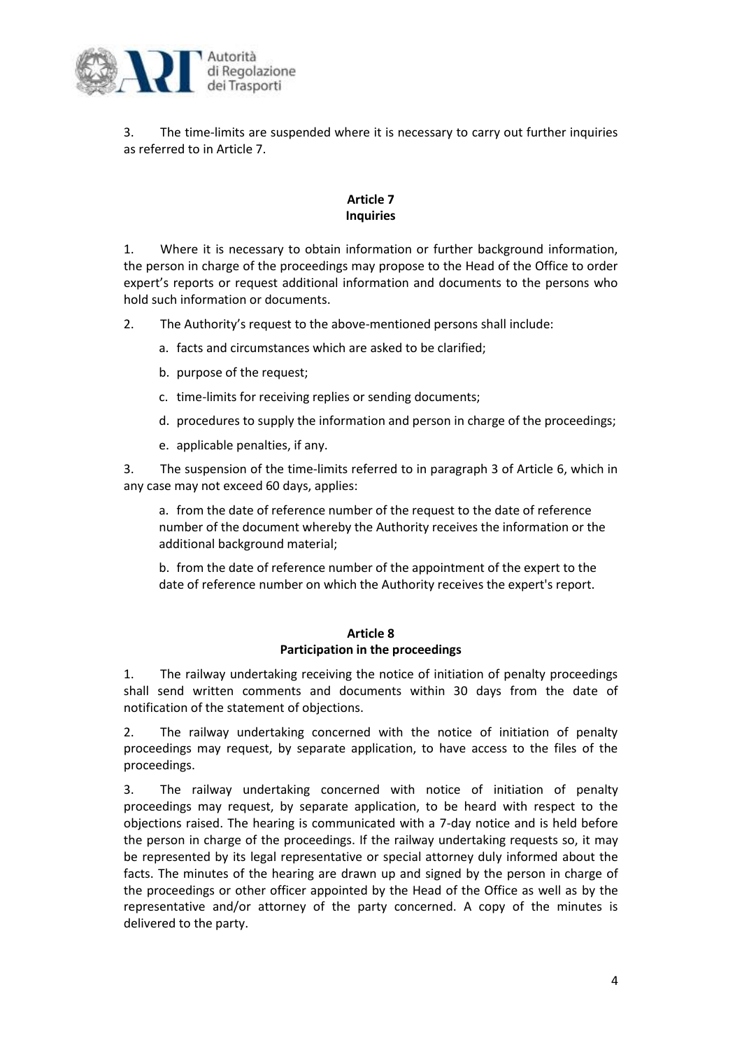3. The time-limits are suspended where it is necessary to carry out further inquiries as referred to in Article 7.

## Article 7
## Inquiries

1. Where it is necessary to obtain information or further background information, the person in charge of the proceedings may propose to the Head of the Office to order expert's reports or request additional information and documents to the persons who hold such information or documents.

2. The Authority's request to the above-mentioned persons shall include:

   a. facts and circumstances which are asked to be clarified;

   b. purpose of the request;

   c. time-limits for receiving replies or sending documents;

   d. procedures to supply the information and person in charge of the proceedings;

   e. applicable penalties, if any.

3. The suspension of the time-limits referred to in paragraph 3 of Article 6, which in any case may not exceed 60 days, applies:

   a. from the date of reference number of the request to the date of reference number of the document whereby the Authority receives the information or the additional background material;

   b. from the date of reference number of the appointment of the expert to the date of reference number on which the Authority receives the expert's report.

## Article 8
## Participation in the proceedings

1. The railway undertaking receiving the notice of initiation of penalty proceedings shall send written comments and documents within 30 days from the date of notification of the statement of objections.

2. The railway undertaking concerned with the notice of initiation of penalty proceedings may request, by separate application, to have access to the files of the proceedings.

3. The railway undertaking concerned with notice of initiation of penalty proceedings may request, by separate application, to be heard with respect to the objections raised. The hearing is communicated with a 7-day notice and is held before the person in charge of the proceedings. If the railway undertaking requests so, it may be represented by its legal representative or special attorney duly informed about the facts. The minutes of the hearing are drawn up and signed by the person in charge of the proceedings or other officer appointed by the Head of the Office as well as by the representative and/or attorney of the party concerned. A copy of the minutes is delivered to the party.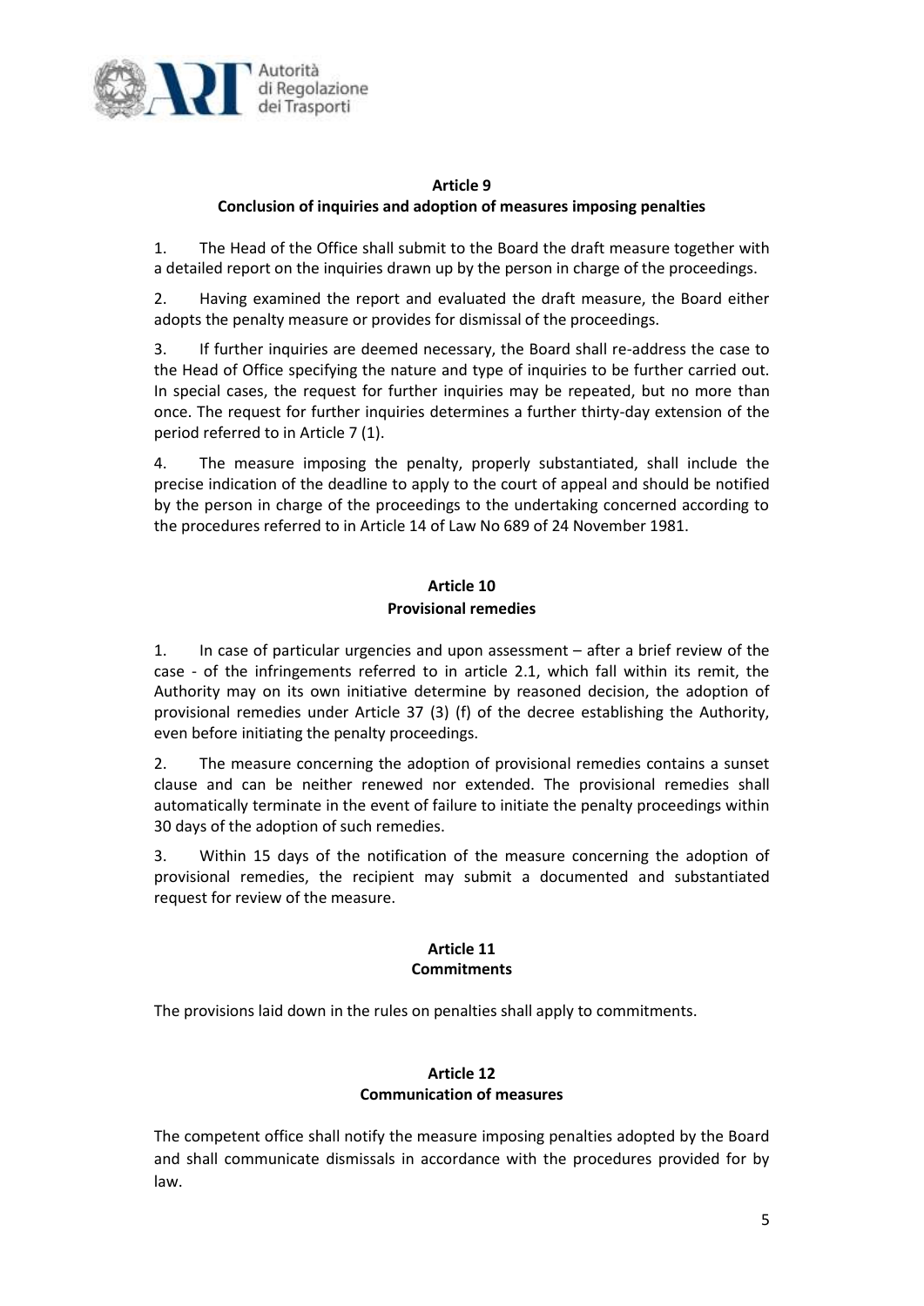## Article 9
### Conclusion of inquiries and adoption of measures imposing penalties

1. The Head of the Office shall submit to the Board the draft measure together with a detailed report on the inquiries drawn up by the person in charge of the proceedings.

2. Having examined the report and evaluated the draft measure, the Board either adopts the penalty measure or provides for dismissal of the proceedings.

3. If further inquiries are deemed necessary, the Board shall re-address the case to the Head of Office specifying the nature and type of inquiries to be further carried out. In special cases, the request for further inquiries may be repeated, but no more than once. The request for further inquiries determines a further thirty-day extension of the period referred to in Article 7 (1).

4. The measure imposing the penalty, properly substantiated, shall include the precise indication of the deadline to apply to the court of appeal and should be notified by the person in charge of the proceedings to the undertaking concerned according to the procedures referred to in Article 14 of Law No 689 of 24 November 1981.

## Article 10
### Provisional remedies

1. In case of particular urgencies and upon assessment – after a brief review of the case - of the infringements referred to in article 2.1, which fall within its remit, the Authority may on its own initiative determine by reasoned decision, the adoption of provisional remedies under Article 37 (3) (f) of the decree establishing the Authority, even before initiating the penalty proceedings.

2. The measure concerning the adoption of provisional remedies contains a sunset clause and can be neither renewed nor extended. The provisional remedies shall automatically terminate in the event of failure to initiate the penalty proceedings within 30 days of the adoption of such remedies.

3. Within 15 days of the notification of the measure concerning the adoption of provisional remedies, the recipient may submit a documented and substantiated request for review of the measure.

## Article 11
### Commitments

The provisions laid down in the rules on penalties shall apply to commitments.

## Article 12
### Communication of measures

The competent office shall notify the measure imposing penalties adopted by the Board and shall communicate dismissals in accordance with the procedures provided for by law.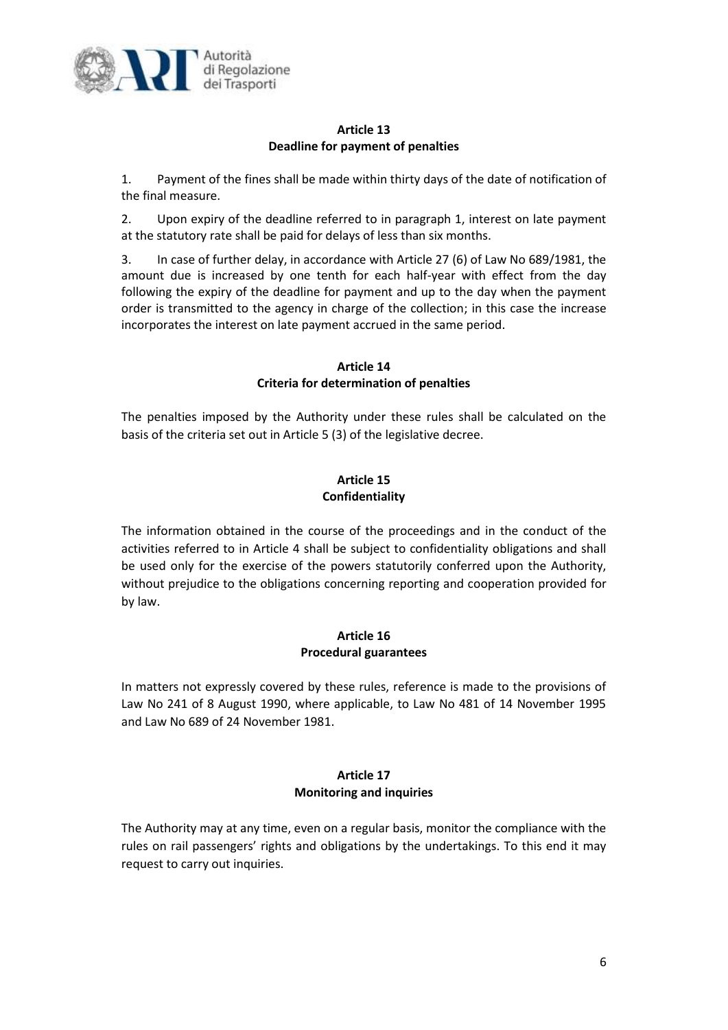## Article 13
## Deadline for payment of penalties

1. Payment of the fines shall be made within thirty days of the date of notification of the final measure.

2. Upon expiry of the deadline referred to in paragraph 1, interest on late payment at the statutory rate shall be paid for delays of less than six months.

3. In case of further delay, in accordance with Article 27 (6) of Law No 689/1981, the amount due is increased by one tenth for each half-year with effect from the day following the expiry of the deadline for payment and up to the day when the payment order is transmitted to the agency in charge of the collection; in this case the increase incorporates the interest on late payment accrued in the same period.

## Article 14
## Criteria for determination of penalties

The penalties imposed by the Authority under these rules shall be calculated on the basis of the criteria set out in Article 5 (3) of the legislative decree.

## Article 15
## Confidentiality

The information obtained in the course of the proceedings and in the conduct of the activities referred to in Article 4 shall be subject to confidentiality obligations and shall be used only for the exercise of the powers statutorily conferred upon the Authority, without prejudice to the obligations concerning reporting and cooperation provided for by law.

## Article 16
## Procedural guarantees

In matters not expressly covered by these rules, reference is made to the provisions of Law No 241 of 8 August 1990, where applicable, to Law No 481 of 14 November 1995 and Law No 689 of 24 November 1981.

## Article 17
## Monitoring and inquiries

The Authority may at any time, even on a regular basis, monitor the compliance with the rules on rail passengers' rights and obligations by the undertakings. To this end it may request to carry out inquiries.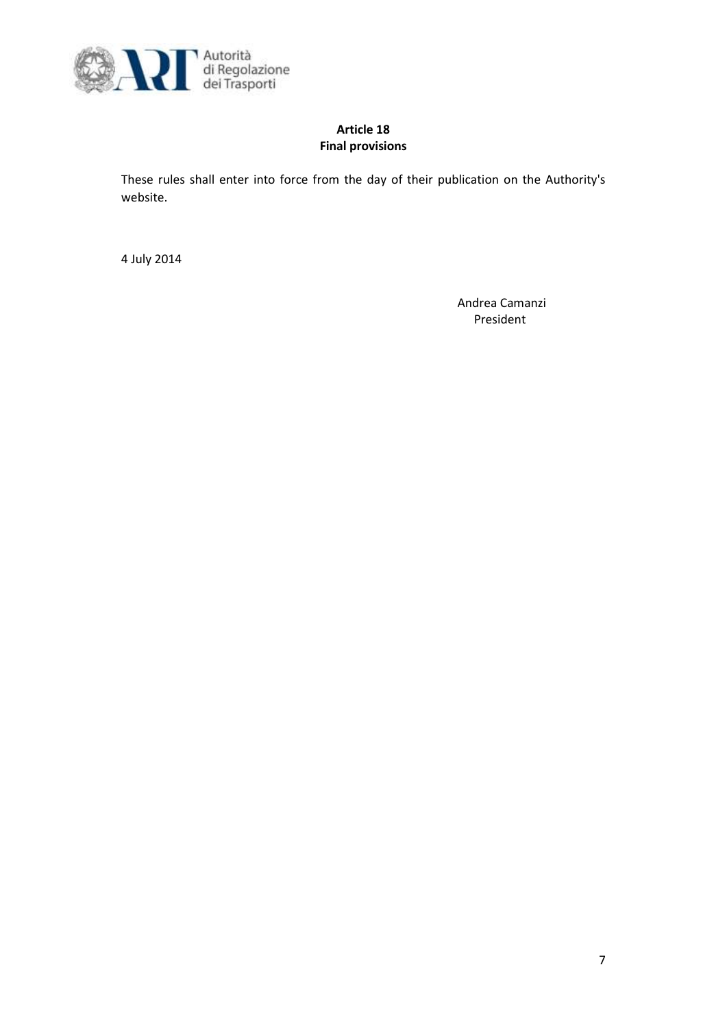**Article 18**
**Final provisions**

These rules shall enter into force from the day of their publication on the Authority's website.

4 July 2014

Andrea Camanzi
President